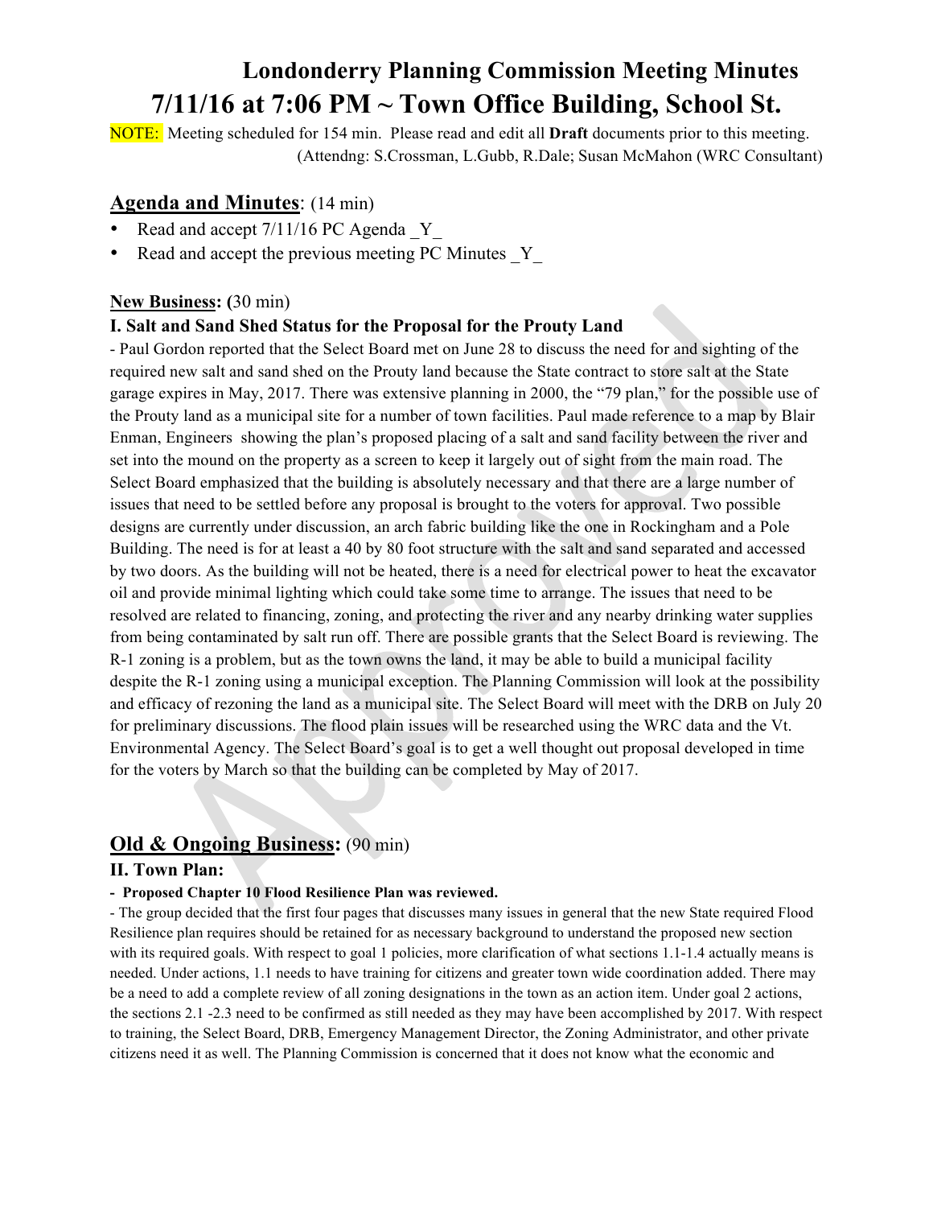# Londonderry Planning Commission Meeting Minutes

## 7/11/16 at 7:06 PM ~ Town Office Building, School St.

NOTE: Meeting scheduled for 154 min. Please read and edit all **Draft** documents prior to this meeting.
(Attendng: S.Crossman, L.Gubb, R.Dale; Susan McMahon (WRC Consultant)

## Agenda and Minutes: (14 min)

- Read and accept 7/11/16 PC Agenda _Y_
- Read and accept the previous meeting PC Minutes _Y_

**New Business: (**30 min)

### I. Salt and Sand Shed Status for the Proposal for the Prouty Land

- Paul Gordon reported that the Select Board met on June 28 to discuss the need for and sighting of the required new salt and sand shed on the Prouty land because the State contract to store salt at the State garage expires in May, 2017. There was extensive planning in 2000, the "79 plan," for the possible use of the Prouty land as a municipal site for a number of town facilities. Paul made reference to a map by Blair Enman, Engineers showing the plan's proposed placing of a salt and sand facility between the river and set into the mound on the property as a screen to keep it largely out of sight from the main road. The Select Board emphasized that the building is absolutely necessary and that there are a large number of issues that need to be settled before any proposal is brought to the voters for approval. Two possible designs are currently under discussion, an arch fabric building like the one in Rockingham and a Pole Building. The need is for at least a 40 by 80 foot structure with the salt and sand separated and accessed by two doors. As the building will not be heated, there is a need for electrical power to heat the excavator oil and provide minimal lighting which could take some time to arrange. The issues that need to be resolved are related to financing, zoning, and protecting the river and any nearby drinking water supplies from being contaminated by salt run off. There are possible grants that the Select Board is reviewing. The R-1 zoning is a problem, but as the town owns the land, it may be able to build a municipal facility despite the R-1 zoning using a municipal exception. The Planning Commission will look at the possibility and efficacy of rezoning the land as a municipal site. The Select Board will meet with the DRB on July 20 for preliminary discussions. The flood plain issues will be researched using the WRC data and the Vt. Environmental Agency. The Select Board's goal is to get a well thought out proposal developed in time for the voters by March so that the building can be completed by May of 2017.

## Old & Ongoing Business: (90 min)

### II. Town Plan:

**- Proposed Chapter 10 Flood Resilience Plan was reviewed.**

- The group decided that the first four pages that discusses many issues in general that the new State required Flood Resilience plan requires should be retained for as necessary background to understand the proposed new section with its required goals. With respect to goal 1 policies, more clarification of what sections 1.1-1.4 actually means is needed. Under actions, 1.1 needs to have training for citizens and greater town wide coordination added. There may be a need to add a complete review of all zoning designations in the town as an action item. Under goal 2 actions, the sections 2.1 -2.3 need to be confirmed as still needed as they may have been accomplished by 2017. With respect to training, the Select Board, DRB, Emergency Management Director, the Zoning Administrator, and other private citizens need it as well. The Planning Commission is concerned that it does not know what the economic and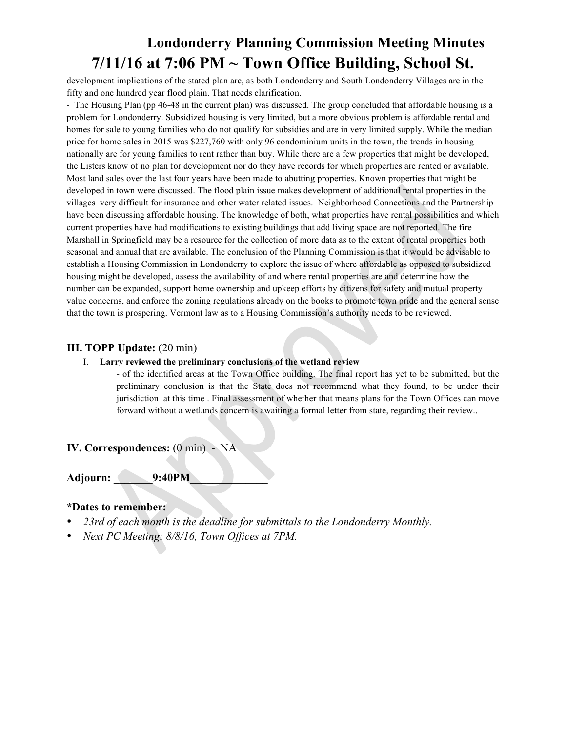development implications of the stated plan are, as both Londonderry and South Londonderry Villages are in the fifty and one hundred year flood plain. That needs clarification.

- The Housing Plan (pp 46-48 in the current plan) was discussed. The group concluded that affordable housing is a problem for Londonderry. Subsidized housing is very limited, but a more obvious problem is affordable rental and homes for sale to young families who do not qualify for subsidies and are in very limited supply. While the median price for home sales in 2015 was $227,760 with only 96 condominium units in the town, the trends in housing nationally are for young families to rent rather than buy. While there are a few properties that might be developed, the Listers know of no plan for development nor do they have records for which properties are rented or available. Most land sales over the last four years have been made to abutting properties. Known properties that might be developed in town were discussed. The flood plain issue makes development of additional rental properties in the villages very difficult for insurance and other water related issues. Neighborhood Connections and the Partnership have been discussing affordable housing. The knowledge of both, what properties have rental possibilities and which current properties have had modifications to existing buildings that add living space are not reported. The fire Marshall in Springfield may be a resource for the collection of more data as to the extent of rental properties both seasonal and annual that are available. The conclusion of the Planning Commission is that it would be advisable to establish a Housing Commission in Londonderry to explore the issue of where affordable as opposed to subsidized housing might be developed, assess the availability of and where rental properties are and determine how the number can be expanded, support home ownership and upkeep efforts by citizens for safety and mutual property value concerns, and enforce the zoning regulations already on the books to promote town pride and the general sense that the town is prospering. Vermont law as to a Housing Commission's authority needs to be reviewed.

### III. TOPP Update: (20 min)

I. **Larry reviewed the preliminary conclusions of the wetland review**

- of the identified areas at the Town Office building. The final report has yet to be submitted, but the preliminary conclusion is that the State does not recommend what they found, to be under their jurisdiction at this time . Final assessment of whether that means plans for the Town Offices can move forward without a wetlands concern is awaiting a formal letter from state, regarding their review..

### IV. Correspondences: (0 min) - NA

**Adjourn: _______9:40PM______________**

**\*Dates to remember:**

- *23rd of each month is the deadline for submittals to the Londonderry Monthly.*
- *Next PC Meeting: 8/8/16, Town Offices at 7PM.*